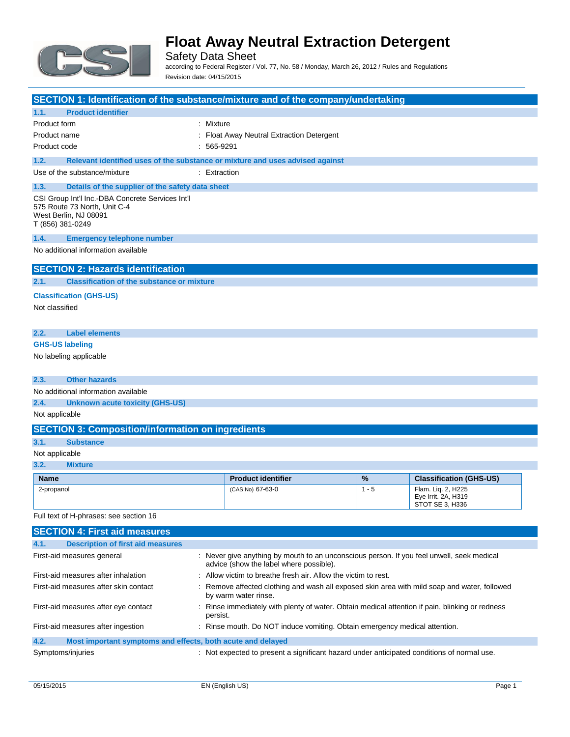# Float Away Neutral Extraction Detergent

Safety Data Sheet

according to Federal Register / Vol. 77, No. 58 / Monday, March 26, 2012 / Rules and Regulations

Revision date: 04/15/2015

## SECTION 1: Identification of the substance/mixture and of the company/undertaking

### 1.1. Product identifier

| | |
|---|---|
| Product form | : Mixture |
| Product name | : Float Away Neutral Extraction Detergent |
| Product code | : 565-9291 |

### 1.2. Relevant identified uses of the substance or mixture and uses advised against

| | |
|---|---|
| Use of the substance/mixture | : Extraction |

### 1.3. Details of the supplier of the safety data sheet

CSI Group Int'l Inc.-DBA Concrete Services Int'l
575 Route 73 North, Unit C-4
West Berlin, NJ 08091
T (856) 381-0249

### 1.4. Emergency telephone number

No additional information available

## SECTION 2: Hazards identification

### 2.1. Classification of the substance or mixture

**Classification (GHS-US)**

Not classified

### 2.2. Label elements

**GHS-US labeling**

No labeling applicable

### 2.3. Other hazards

No additional information available

### 2.4. Unknown acute toxicity (GHS-US)

Not applicable

## SECTION 3: Composition/information on ingredients

### 3.1. Substance

Not applicable

### 3.2. Mixture

| Name | Product identifier | % | Classification (GHS-US) |
|---|---|---|---|
| 2-propanol | (CAS No) 67-63-0 | 1 - 5 | Flam. Liq. 2, H225<br>Eye Irrit. 2A, H319<br>STOT SE 3, H336 |

Full text of H-phrases: see section 16

## SECTION 4: First aid measures

### 4.1. Description of first aid measures

| | |
|---|---|
| First-aid measures general | : Never give anything by mouth to an unconscious person. If you feel unwell, seek medical advice (show the label where possible). |
| First-aid measures after inhalation | : Allow victim to breathe fresh air. Allow the victim to rest. |
| First-aid measures after skin contact | : Remove affected clothing and wash all exposed skin area with mild soap and water, followed by warm water rinse. |
| First-aid measures after eye contact | : Rinse immediately with plenty of water. Obtain medical attention if pain, blinking or redness persist. |
| First-aid measures after ingestion | : Rinse mouth. Do NOT induce vomiting. Obtain emergency medical attention. |

### 4.2. Most important symptoms and effects, both acute and delayed

| | |
|---|---|
| Symptoms/injuries | : Not expected to present a significant hazard under anticipated conditions of normal use. |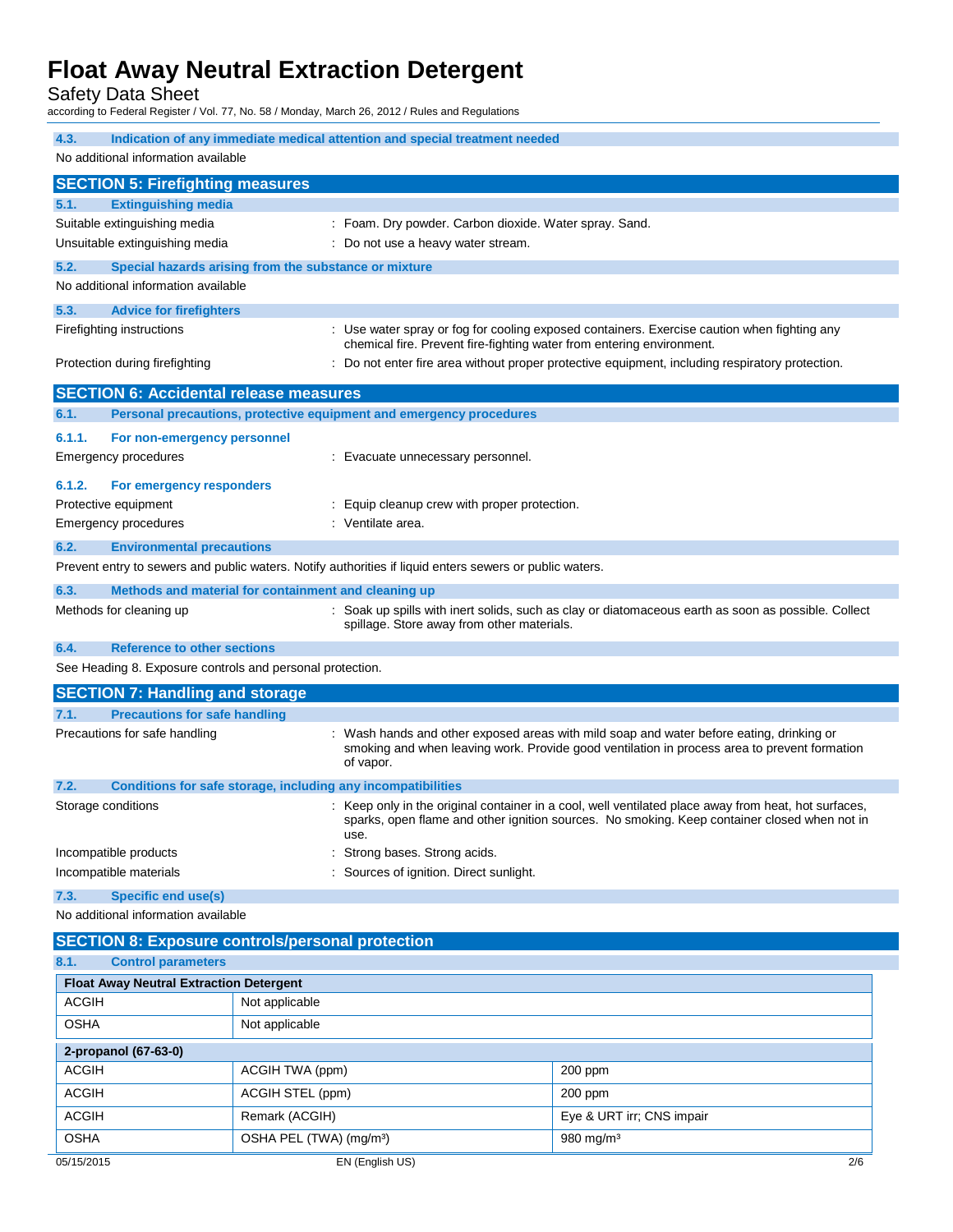### 4.3. Indication of any immediate medical attention and special treatment needed

No additional information available

## SECTION 5: Firefighting measures

### 5.1. Extinguishing media

Suitable extinguishing media : Foam. Dry powder. Carbon dioxide. Water spray. Sand.

Unsuitable extinguishing media : Do not use a heavy water stream.

### 5.2. Special hazards arising from the substance or mixture

No additional information available

### 5.3. Advice for firefighters

Firefighting instructions : Use water spray or fog for cooling exposed containers. Exercise caution when fighting any chemical fire. Prevent fire-fighting water from entering environment.

Protection during firefighting : Do not enter fire area without proper protective equipment, including respiratory protection.

## SECTION 6: Accidental release measures

### 6.1. Personal precautions, protective equipment and emergency procedures

#### 6.1.1. For non-emergency personnel

Emergency procedures : Evacuate unnecessary personnel.

#### 6.1.2. For emergency responders

Protective equipment : Equip cleanup crew with proper protection.

Emergency procedures : Ventilate area.

### 6.2. Environmental precautions

Prevent entry to sewers and public waters. Notify authorities if liquid enters sewers or public waters.

### 6.3. Methods and material for containment and cleaning up

Methods for cleaning up : Soak up spills with inert solids, such as clay or diatomaceous earth as soon as possible. Collect spillage. Store away from other materials.

### 6.4. Reference to other sections

See Heading 8. Exposure controls and personal protection.

## SECTION 7: Handling and storage

### 7.1. Precautions for safe handling

Precautions for safe handling : Wash hands and other exposed areas with mild soap and water before eating, drinking or smoking and when leaving work. Provide good ventilation in process area to prevent formation of vapor.

### 7.2. Conditions for safe storage, including any incompatibilities

Storage conditions : Keep only in the original container in a cool, well ventilated place away from heat, hot surfaces, sparks, open flame and other ignition sources. No smoking. Keep container closed when not in use.

Incompatible products : Strong bases. Strong acids.

Incompatible materials : Sources of ignition. Direct sunlight.

### 7.3. Specific end use(s)

No additional information available

## SECTION 8: Exposure controls/personal protection

### 8.1. Control parameters

| Float Away Neutral Extraction Detergent | | |
|---|---|---|
| ACGIH | Not applicable | |
| OSHA | Not applicable | |

| 2-propanol (67-63-0) | | |
|---|---|---|
| ACGIH | ACGIH TWA (ppm) | 200 ppm |
| ACGIH | ACGIH STEL (ppm) | 200 ppm |
| ACGIH | Remark (ACGIH) | Eye & URT irr; CNS impair |
| OSHA | OSHA PEL (TWA) (mg/m³) | 980 mg/m³ |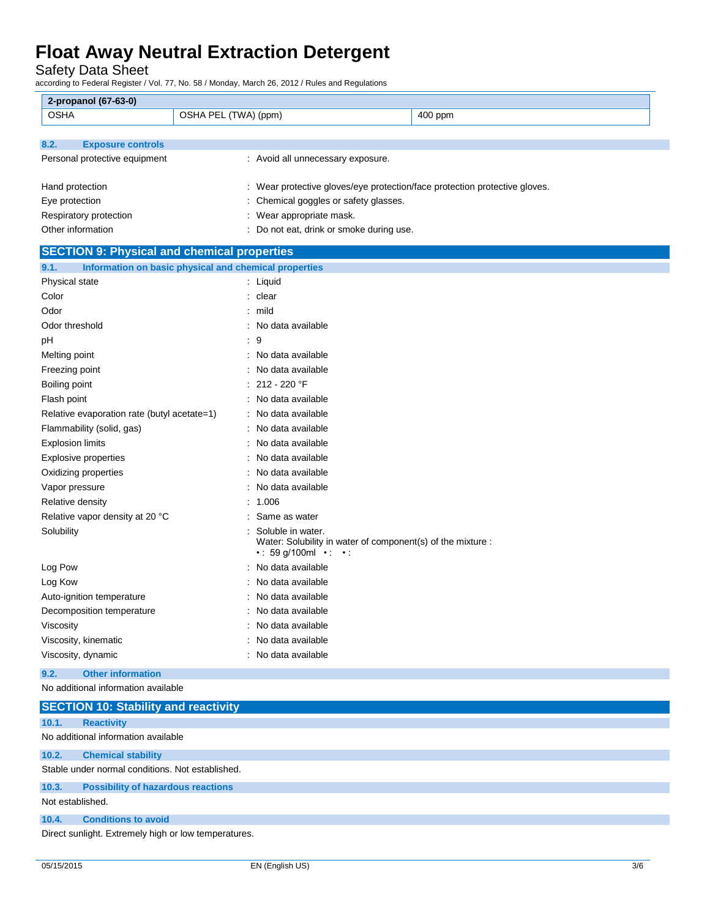| 2-propanol (67-63-0) | | |
|---|---|---|
| OSHA | OSHA PEL (TWA) (ppm) | 400 ppm |

### 8.2. Exposure controls

Personal protective equipment : Avoid all unnecessary exposure.

Hand protection : Wear protective gloves/eye protection/face protection protective gloves.

Eye protection : Chemical goggles or safety glasses.

Respiratory protection : Wear appropriate mask.

Other information : Do not eat, drink or smoke during use.

## SECTION 9: Physical and chemical properties

### 9.1. Information on basic physical and chemical properties

Physical state : Liquid

Color : clear

Odor : mild

Odor threshold : No data available

pH : 9

Melting point : No data available

Freezing point : No data available

Boiling point : 212 - 220 °F

Flash point : No data available

Relative evaporation rate (butyl acetate=1) : No data available

Flammability (solid, gas) : No data available

Explosion limits : No data available

Explosive properties : No data available

Oxidizing properties : No data available

Vapor pressure : No data available

Relative density : 1.006

Relative vapor density at 20 °C : Same as water

Solubility : Soluble in water.
Water: Solubility in water of component(s) of the mixture :
• : 59 g/100ml • : • :

Log Pow : No data available

Log Kow : No data available

Auto-ignition temperature : No data available

Decomposition temperature : No data available

Viscosity : No data available

Viscosity, kinematic : No data available

Viscosity, dynamic : No data available

### 9.2. Other information

No additional information available

## SECTION 10: Stability and reactivity

### 10.1. Reactivity

No additional information available

### 10.2. Chemical stability

Stable under normal conditions. Not established.

### 10.3. Possibility of hazardous reactions

Not established.

### 10.4. Conditions to avoid

Direct sunlight. Extremely high or low temperatures.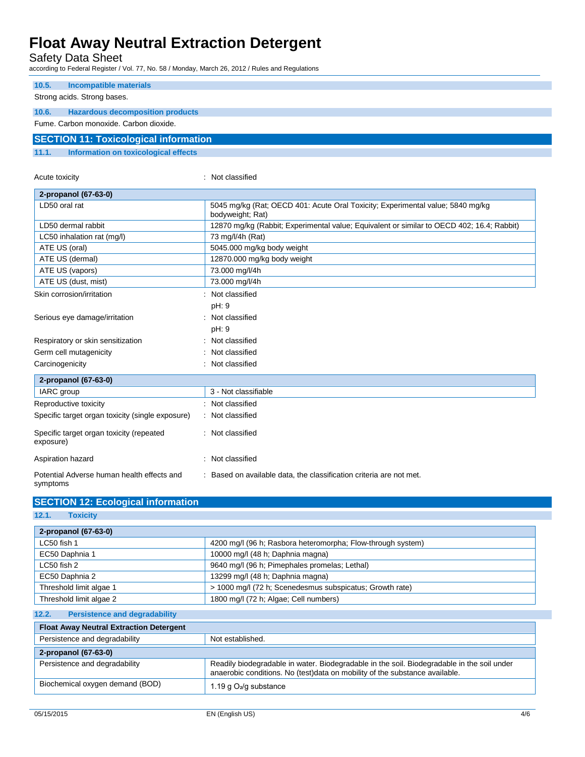### 10.5. Incompatible materials

Strong acids. Strong bases.

### 10.6. Hazardous decomposition products

Fume. Carbon monoxide. Carbon dioxide.

## SECTION 11: Toxicological information

### 11.1. Information on toxicological effects

Acute toxicity : Not classified

| 2-propanol (67-63-0) | |
|---|---|
| LD50 oral rat | 5045 mg/kg (Rat; OECD 401: Acute Oral Toxicity; Experimental value; 5840 mg/kg bodyweight; Rat) |
| LD50 dermal rabbit | 12870 mg/kg (Rabbit; Experimental value; Equivalent or similar to OECD 402; 16.4; Rabbit) |
| LC50 inhalation rat (mg/l) | 73 mg/l/4h (Rat) |
| ATE US (oral) | 5045.000 mg/kg body weight |
| ATE US (dermal) | 12870.000 mg/kg body weight |
| ATE US (vapors) | 73.000 mg/l/4h |
| ATE US (dust, mist) | 73.000 mg/l/4h |

Skin corrosion/irritation : Not classified

pH: 9

Serious eye damage/irritation : Not classified

pH: 9

Respiratory or skin sensitization : Not classified

Germ cell mutagenicity : Not classified

Carcinogenicity : Not classified

| 2-propanol (67-63-0) | |
|---|---|
| IARC group | 3 - Not classifiable |

Reproductive toxicity : Not classified

Specific target organ toxicity (single exposure) : Not classified

Specific target organ toxicity (repeated exposure) : Not classified

Aspiration hazard : Not classified

Potential Adverse human health effects and symptoms : Based on available data, the classification criteria are not met.

## SECTION 12: Ecological information

### 12.1. Toxicity

| 2-propanol (67-63-0) | |
|---|---|
| LC50 fish 1 | 4200 mg/l (96 h; Rasbora heteromorpha; Flow-through system) |
| EC50 Daphnia 1 | 10000 mg/l (48 h; Daphnia magna) |
| LC50 fish 2 | 9640 mg/l (96 h; Pimephales promelas; Lethal) |
| EC50 Daphnia 2 | 13299 mg/l (48 h; Daphnia magna) |
| Threshold limit algae 1 | > 1000 mg/l (72 h; Scenedesmus subspicatus; Growth rate) |
| Threshold limit algae 2 | 1800 mg/l (72 h; Algae; Cell numbers) |

### 12.2. Persistence and degradability

| Float Away Neutral Extraction Detergent | |
|---|---|
| Persistence and degradability | Not established. |

| 2-propanol (67-63-0) | |
|---|---|
| Persistence and degradability | Readily biodegradable in water. Biodegradable in the soil. Biodegradable in the soil under anaerobic conditions. No (test)data on mobility of the substance available. |
| Biochemical oxygen demand (BOD) | 1.19 g $O_2$/g substance |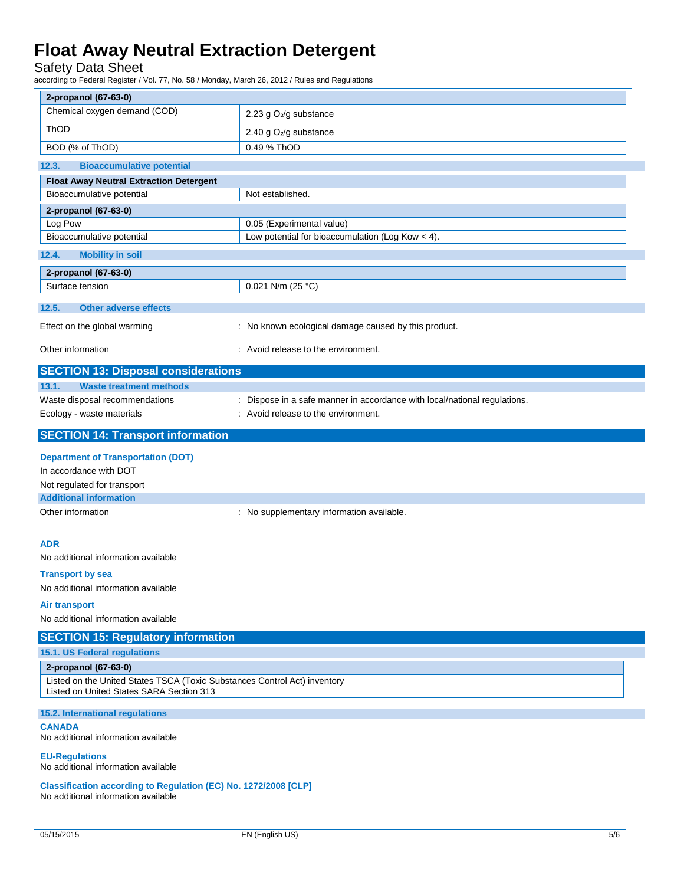| 2-propanol (67-63-0) | |
|---|---|
| Chemical oxygen demand (COD) | 2.23 g $O_2$/g substance |
| ThOD | 2.40 g $O_2$/g substance |
| BOD (% of ThOD) | 0.49 % ThOD |

### 12.3. Bioaccumulative potential

| Float Away Neutral Extraction Detergent | |
|---|---|
| Bioaccumulative potential | Not established. |

| 2-propanol (67-63-0) | |
|---|---|
| Log Pow | 0.05 (Experimental value) |
| Bioaccumulative potential | Low potential for bioaccumulation (Log Kow < 4). |

### 12.4. Mobility in soil

| 2-propanol (67-63-0) | |
|---|---|
| Surface tension | 0.021 N/m (25 °C) |

### 12.5. Other adverse effects

Effect on the global warming : No known ecological damage caused by this product.

Other information : Avoid release to the environment.

## SECTION 13: Disposal considerations

### 13.1. Waste treatment methods

Waste disposal recommendations : Dispose in a safe manner in accordance with local/national regulations.

Ecology - waste materials : Avoid release to the environment.

## SECTION 14: Transport information

**Department of Transportation (DOT)**

In accordance with DOT

Not regulated for transport

**Additional information**

Other information : No supplementary information available.

**ADR**

No additional information available

**Transport by sea**

No additional information available

**Air transport**

No additional information available

## SECTION 15: Regulatory information

### 15.1. US Federal regulations

| 2-propanol (67-63-0) |
|---|
| Listed on the United States TSCA (Toxic Substances Control Act) inventory<br>Listed on United States SARA Section 313 |

### 15.2. International regulations

**CANADA**

No additional information available

**EU-Regulations**

No additional information available

**Classification according to Regulation (EC) No. 1272/2008 [CLP]**

No additional information available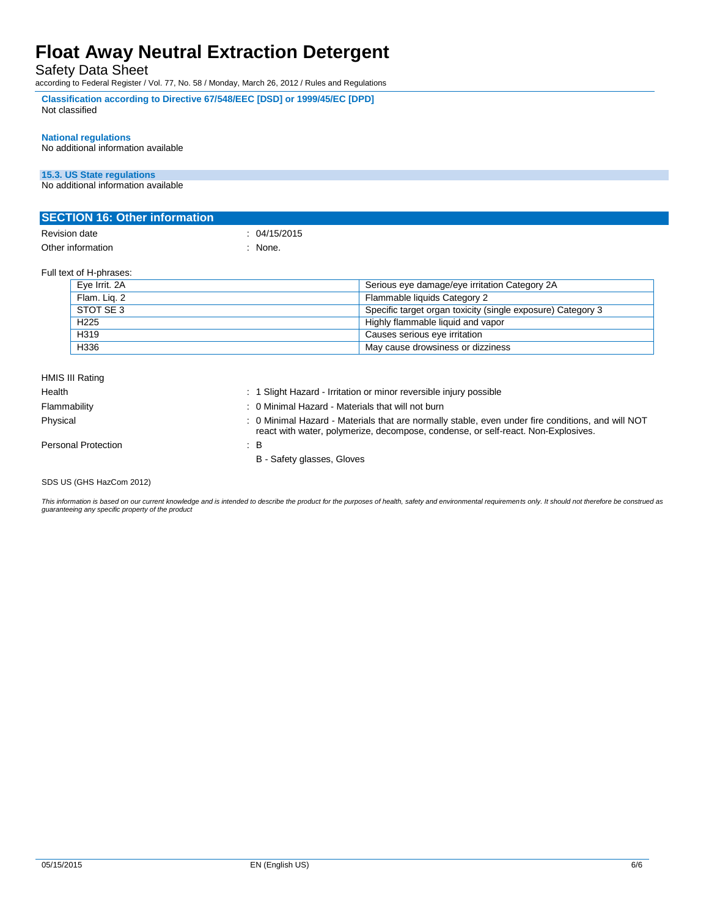**Classification according to Directive 67/548/EEC [DSD] or 1999/45/EC [DPD]**

Not classified

**National regulations**

No additional information available

### 15.3. US State regulations

No additional information available

## SECTION 16: Other information

Revision date : 04/15/2015

Other information : None.

Full text of H-phrases:

| | |
|---|---|
| Eye Irrit. 2A | Serious eye damage/eye irritation Category 2A |
| Flam. Liq. 2 | Flammable liquids Category 2 |
| STOT SE 3 | Specific target organ toxicity (single exposure) Category 3 |
| H225 | Highly flammable liquid and vapor |
| H319 | Causes serious eye irritation |
| H336 | May cause drowsiness or dizziness |

HMIS III Rating

Health : 1 Slight Hazard - Irritation or minor reversible injury possible

Flammability : 0 Minimal Hazard - Materials that will not burn

Physical : 0 Minimal Hazard - Materials that are normally stable, even under fire conditions, and will NOT react with water, polymerize, decompose, condense, or self-react. Non-Explosives.

Personal Protection : B

B - Safety glasses, Gloves

SDS US (GHS HazCom 2012)

*This information is based on our current knowledge and is intended to describe the product for the purposes of health, safety and environmental requirements only. It should not therefore be construed as guaranteeing any specific property of the product*